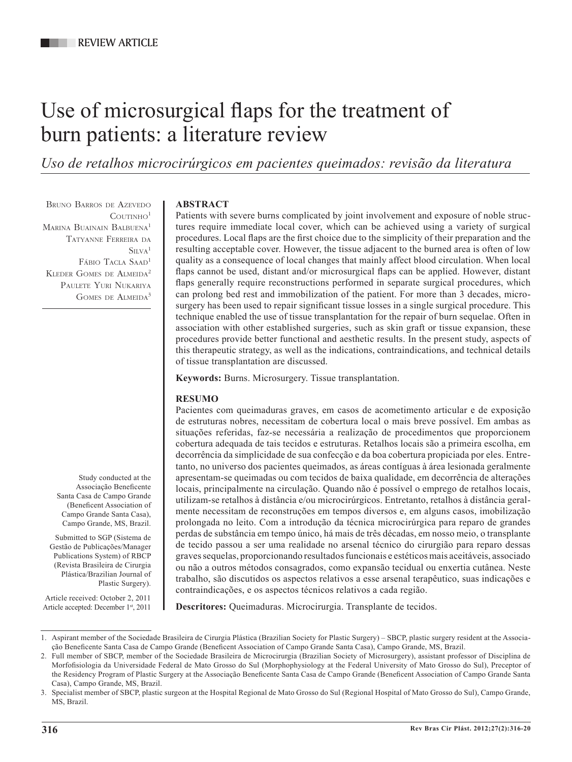REVIEW ARTICLE

# Use of microsurgical flaps for the treatment of burn patients: a literature review

*Uso de retalhos microcirúrgicos em pacientes queimados: revisão da literatura*

Bruno Barros de Azevedo Coutinho[1]
Marina Buainain Balbuena[1]
Tatyanne Ferreira da Silva[1]
Fábio Tacla Saad[1]
Kleder Gomes de Almeida[2]
Paulete Yuri Nukariya Gomes de Almeida[3]

Study conducted at the Associação Beneficente Santa Casa de Campo Grande (Beneficent Association of Campo Grande Santa Casa), Campo Grande, MS, Brazil.

Submitted to SGP (Sistema de Gestão de Publicações/Manager Publications System) of RBCP (Revista Brasileira de Cirurgia Plástica/Brazilian Journal of Plastic Surgery).

Article received: October 2, 2011
Article accepted: December 1st, 2011

## ABSTRACT

Patients with severe burns complicated by joint involvement and exposure of noble structures require immediate local cover, which can be achieved using a variety of surgical procedures. Local flaps are the first choice due to the simplicity of their preparation and the resulting acceptable cover. However, the tissue adjacent to the burned area is often of low quality as a consequence of local changes that mainly affect blood circulation. When local flaps cannot be used, distant and/or microsurgical flaps can be applied. However, distant flaps generally require reconstructions performed in separate surgical procedures, which can prolong bed rest and immobilization of the patient. For more than 3 decades, microsurgery has been used to repair significant tissue losses in a single surgical procedure. This technique enabled the use of tissue transplantation for the repair of burn sequelae. Often in association with other established surgeries, such as skin graft or tissue expansion, these procedures provide better functional and aesthetic results. In the present study, aspects of this therapeutic strategy, as well as the indications, contraindications, and technical details of tissue transplantation are discussed.

**Keywords:** Burns. Microsurgery. Tissue transplantation.

## RESUMO

Pacientes com queimaduras graves, em casos de acometimento articular e de exposição de estruturas nobres, necessitam de cobertura local o mais breve possível. Em ambas as situações referidas, faz-se necessária a realização de procedimentos que proporcionem cobertura adequada de tais tecidos e estruturas. Retalhos locais são a primeira escolha, em decorrência da simplicidade de sua confecção e da boa cobertura propiciada por eles. Entretanto, no universo dos pacientes queimados, as áreas contíguas à área lesionada geralmente apresentam-se queimadas ou com tecidos de baixa qualidade, em decorrência de alterações locais, principalmente na circulação. Quando não é possível o emprego de retalhos locais, utilizam-se retalhos à distância e/ou microcirúrgicos. Entretanto, retalhos à distância geralmente necessitam de reconstruções em tempos diversos e, em alguns casos, imobilização prolongada no leito. Com a introdução da técnica microcirúrgica para reparo de grandes perdas de substância em tempo único, há mais de três décadas, em nosso meio, o transplante de tecido passou a ser uma realidade no arsenal técnico do cirurgião para reparo dessas graves sequelas, proporcionando resultados funcionais e estéticos mais aceitáveis, associado ou não a outros métodos consagrados, como expansão tecidual ou enxertia cutânea. Neste trabalho, são discutidos os aspectos relativos a esse arsenal terapêutico, suas indicações e contraindicações, e os aspectos técnicos relativos a cada região.

**Descritores:** Queimaduras. Microcirurgia. Transplante de tecidos.

1. Aspirant member of the Sociedade Brasileira de Cirurgia Plástica (Brazilian Society for Plastic Surgery) – SBCP, plastic surgery resident at the Associação Beneficente Santa Casa de Campo Grande (Beneficent Association of Campo Grande Santa Casa), Campo Grande, MS, Brazil.
2. Full member of SBCP, member of the Sociedade Brasileira de Microcirurgia (Brazilian Society of Microsurgery), assistant professor of Disciplina de Morfofisiologia da Universidade Federal de Mato Grosso do Sul (Morphophysiology at the Federal University of Mato Grosso do Sul), Preceptor of the Residency Program of Plastic Surgery at the Associação Beneficente Santa Casa de Campo Grande (Beneficent Association of Campo Grande Santa Casa), Campo Grande, MS, Brazil.
3. Specialist member of SBCP, plastic surgeon at the Hospital Regional de Mato Grosso do Sul (Regional Hospital of Mato Grosso do Sul), Campo Grande, MS, Brazil.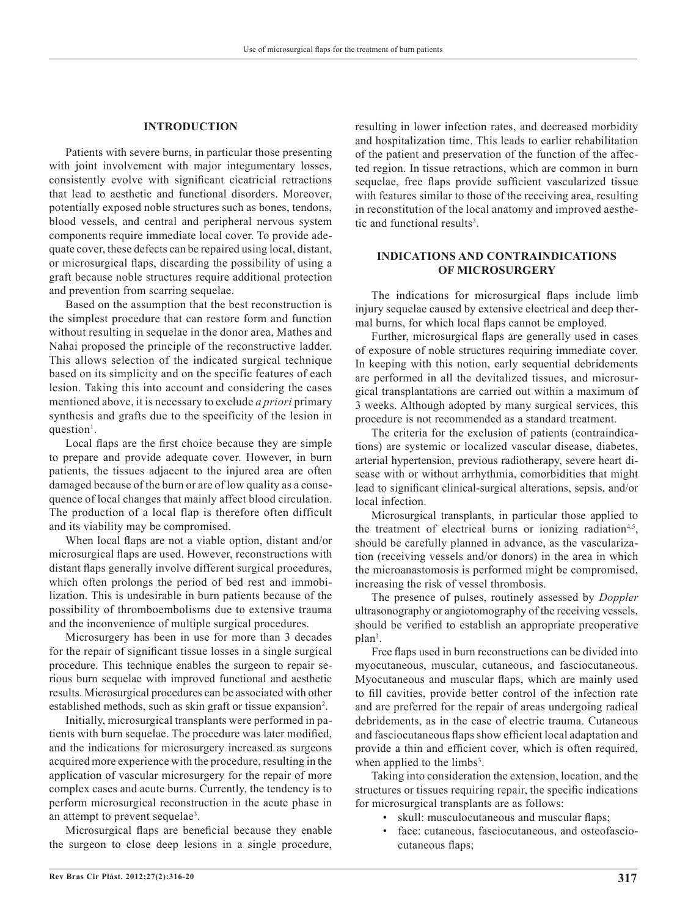## INTRODUCTION

Patients with severe burns, in particular those presenting with joint involvement with major integumentary losses, consistently evolve with significant cicatricial retractions that lead to aesthetic and functional disorders. Moreover, potentially exposed noble structures such as bones, tendons, blood vessels, and central and peripheral nervous system components require immediate local cover. To provide adequate cover, these defects can be repaired using local, distant, or microsurgical flaps, discarding the possibility of using a graft because noble structures require additional protection and prevention from scarring sequelae.

Based on the assumption that the best reconstruction is the simplest procedure that can restore form and function without resulting in sequelae in the donor area, Mathes and Nahai proposed the principle of the reconstructive ladder. This allows selection of the indicated surgical technique based on its simplicity and on the specific features of each lesion. Taking this into account and considering the cases mentioned above, it is necessary to exclude *a priori* primary synthesis and grafts due to the specificity of the lesion in question[1].

Local flaps are the first choice because they are simple to prepare and provide adequate cover. However, in burn patients, the tissues adjacent to the injured area are often damaged because of the burn or are of low quality as a consequence of local changes that mainly affect blood circulation. The production of a local flap is therefore often difficult and its viability may be compromised.

When local flaps are not a viable option, distant and/or microsurgical flaps are used. However, reconstructions with distant flaps generally involve different surgical procedures, which often prolongs the period of bed rest and immobilization. This is undesirable in burn patients because of the possibility of thromboembolisms due to extensive trauma and the inconvenience of multiple surgical procedures.

Microsurgery has been in use for more than 3 decades for the repair of significant tissue losses in a single surgical procedure. This technique enables the surgeon to repair serious burn sequelae with improved functional and aesthetic results. Microsurgical procedures can be associated with other established methods, such as skin graft or tissue expansion[2].

Initially, microsurgical transplants were performed in patients with burn sequelae. The procedure was later modified, and the indications for microsurgery increased as surgeons acquired more experience with the procedure, resulting in the application of vascular microsurgery for the repair of more complex cases and acute burns. Currently, the tendency is to perform microsurgical reconstruction in the acute phase in an attempt to prevent sequelae[3].

Microsurgical flaps are beneficial because they enable the surgeon to close deep lesions in a single procedure, resulting in lower infection rates, and decreased morbidity and hospitalization time. This leads to earlier rehabilitation of the patient and preservation of the function of the affected region. In tissue retractions, which are common in burn sequelae, free flaps provide sufficient vascularized tissue with features similar to those of the receiving area, resulting in reconstitution of the local anatomy and improved aesthetic and functional results[3].

## INDICATIONS AND CONTRAINDICATIONS OF MICROSURGERY

The indications for microsurgical flaps include limb injury sequelae caused by extensive electrical and deep thermal burns, for which local flaps cannot be employed.

Further, microsurgical flaps are generally used in cases of exposure of noble structures requiring immediate cover. In keeping with this notion, early sequential debridements are performed in all the devitalized tissues, and microsurgical transplantations are carried out within a maximum of 3 weeks. Although adopted by many surgical services, this procedure is not recommended as a standard treatment.

The criteria for the exclusion of patients (contraindications) are systemic or localized vascular disease, diabetes, arterial hypertension, previous radiotherapy, severe heart disease with or without arrhythmia, comorbidities that might lead to significant clinical-surgical alterations, sepsis, and/or local infection.

Microsurgical transplants, in particular those applied to the treatment of electrical burns or ionizing radiation[4,5], should be carefully planned in advance, as the vascularization (receiving vessels and/or donors) in the area in which the microanastomosis is performed might be compromised, increasing the risk of vessel thrombosis.

The presence of pulses, routinely assessed by *Doppler* ultrasonography or angiotomography of the receiving vessels, should be verified to establish an appropriate preoperative plan[3].

Free flaps used in burn reconstructions can be divided into myocutaneous, muscular, cutaneous, and fasciocutaneous. Myocutaneous and muscular flaps, which are mainly used to fill cavities, provide better control of the infection rate and are preferred for the repair of areas undergoing radical debridements, as in the case of electric trauma. Cutaneous and fasciocutaneous flaps show efficient local adaptation and provide a thin and efficient cover, which is often required, when applied to the limbs[3].

Taking into consideration the extension, location, and the structures or tissues requiring repair, the specific indications for microsurgical transplants are as follows:

- skull: musculocutaneous and muscular flaps;
- face: cutaneous, fasciocutaneous, and osteofasciocutaneous flaps;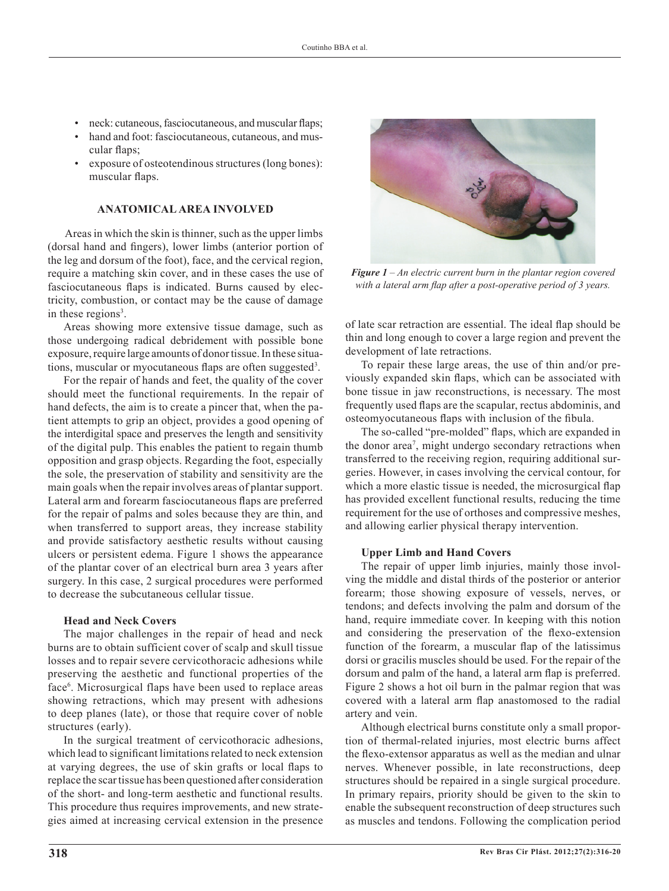- neck: cutaneous, fasciocutaneous, and muscular flaps;
- hand and foot: fasciocutaneous, cutaneous, and muscular flaps;
- exposure of osteotendinous structures (long bones): muscular flaps.

### ANATOMICAL AREA INVOLVED

Areas in which the skin is thinner, such as the upper limbs (dorsal hand and fingers), lower limbs (anterior portion of the leg and dorsum of the foot), face, and the cervical region, require a matching skin cover, and in these cases the use of fasciocutaneous flaps is indicated. Burns caused by electricity, combustion, or contact may be the cause of damage in these regions[3].

Areas showing more extensive tissue damage, such as those undergoing radical debridement with possible bone exposure, require large amounts of donor tissue. In these situations, muscular or myocutaneous flaps are often suggested[3].

For the repair of hands and feet, the quality of the cover should meet the functional requirements. In the repair of hand defects, the aim is to create a pincer that, when the patient attempts to grip an object, provides a good opening of the interdigital space and preserves the length and sensitivity of the digital pulp. This enables the patient to regain thumb opposition and grasp objects. Regarding the foot, especially the sole, the preservation of stability and sensitivity are the main goals when the repair involves areas of plantar support. Lateral arm and forearm fasciocutaneous flaps are preferred for the repair of palms and soles because they are thin, and when transferred to support areas, they increase stability and provide satisfactory aesthetic results without causing ulcers or persistent edema. Figure 1 shows the appearance of the plantar cover of an electrical burn area 3 years after surgery. In this case, 2 surgical procedures were performed to decrease the subcutaneous cellular tissue.

***Figure 1*** *– An electric current burn in the plantar region covered with a lateral arm flap after a post-operative period of 3 years.*

#### Head and Neck Covers

The major challenges in the repair of head and neck burns are to obtain sufficient cover of scalp and skull tissue losses and to repair severe cervicothoracic adhesions while preserving the aesthetic and functional properties of the face[6]. Microsurgical flaps have been used to replace areas showing retractions, which may present with adhesions to deep planes (late), or those that require cover of noble structures (early).

In the surgical treatment of cervicothoracic adhesions, which lead to significant limitations related to neck extension at varying degrees, the use of skin grafts or local flaps to replace the scar tissue has been questioned after consideration of the short- and long-term aesthetic and functional results. This procedure thus requires improvements, and new strategies aimed at increasing cervical extension in the presence of late scar retraction are essential. The ideal flap should be thin and long enough to cover a large region and prevent the development of late retractions.

To repair these large areas, the use of thin and/or previously expanded skin flaps, which can be associated with bone tissue in jaw reconstructions, is necessary. The most frequently used flaps are the scapular, rectus abdominis, and osteomyocutaneous flaps with inclusion of the fibula.

The so-called "pre-molded" flaps, which are expanded in the donor area[7], might undergo secondary retractions when transferred to the receiving region, requiring additional surgeries. However, in cases involving the cervical contour, for which a more elastic tissue is needed, the microsurgical flap has provided excellent functional results, reducing the time requirement for the use of orthoses and compressive meshes, and allowing earlier physical therapy intervention.

#### Upper Limb and Hand Covers

The repair of upper limb injuries, mainly those involving the middle and distal thirds of the posterior or anterior forearm; those showing exposure of vessels, nerves, or tendons; and defects involving the palm and dorsum of the hand, require immediate cover. In keeping with this notion and considering the preservation of the flexo-extension function of the forearm, a muscular flap of the latissimus dorsi or gracilis muscles should be used. For the repair of the dorsum and palm of the hand, a lateral arm flap is preferred. Figure 2 shows a hot oil burn in the palmar region that was covered with a lateral arm flap anastomosed to the radial artery and vein.

Although electrical burns constitute only a small proportion of thermal-related injuries, most electric burns affect the flexo-extensor apparatus as well as the median and ulnar nerves. Whenever possible, in late reconstructions, deep structures should be repaired in a single surgical procedure. In primary repairs, priority should be given to the skin to enable the subsequent reconstruction of deep structures such as muscles and tendons. Following the complication period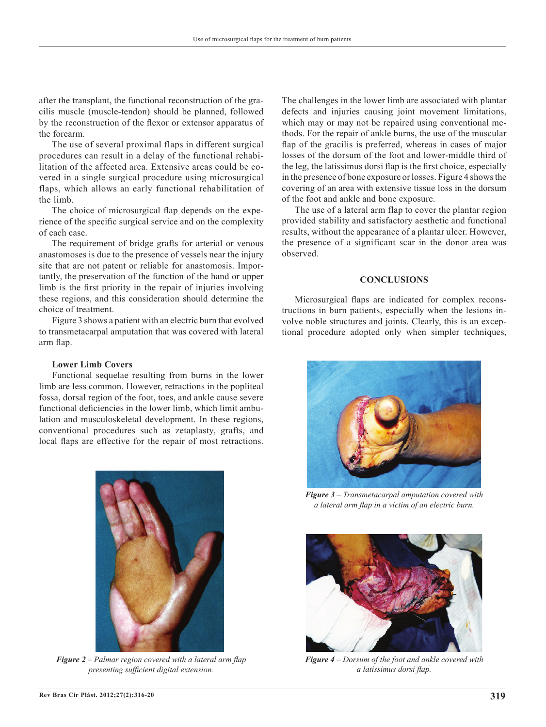after the transplant, the functional reconstruction of the gracilis muscle (muscle-tendon) should be planned, followed by the reconstruction of the flexor or extensor apparatus of the forearm.

The use of several proximal flaps in different surgical procedures can result in a delay of the functional rehabilitation of the affected area. Extensive areas could be covered in a single surgical procedure using microsurgical flaps, which allows an early functional rehabilitation of the limb.

The choice of microsurgical flap depends on the experience of the specific surgical service and on the complexity of each case.

The requirement of bridge grafts for arterial or venous anastomoses is due to the presence of vessels near the injury site that are not patent or reliable for anastomosis. Importantly, the preservation of the function of the hand or upper limb is the first priority in the repair of injuries involving these regions, and this consideration should determine the choice of treatment.

Figure 3 shows a patient with an electric burn that evolved to transmetacarpal amputation that was covered with lateral arm flap.

**Lower Limb Covers**

Functional sequelae resulting from burns in the lower limb are less common. However, retractions in the popliteal fossa, dorsal region of the foot, toes, and ankle cause severe functional deficiencies in the lower limb, which limit ambulation and musculoskeletal development. In these regions, conventional procedures such as zetaplasty, grafts, and local flaps are effective for the repair of most retractions. The challenges in the lower limb are associated with plantar defects and injuries causing joint movement limitations, which may or may not be repaired using conventional methods. For the repair of ankle burns, the use of the muscular flap of the gracilis is preferred, whereas in cases of major losses of the dorsum of the foot and lower-middle third of the leg, the latissimus dorsi flap is the first choice, especially in the presence of bone exposure or losses. Figure 4 shows the covering of an area with extensive tissue loss in the dorsum of the foot and ankle and bone exposure.

The use of a lateral arm flap to cover the plantar region provided stability and satisfactory aesthetic and functional results, without the appearance of a plantar ulcer. However, the presence of a significant scar in the donor area was observed.

## CONCLUSIONS

Microsurgical flaps are indicated for complex reconstructions in burn patients, especially when the lesions involve noble structures and joints. Clearly, this is an exceptional procedure adopted only when simpler techniques,

*Figure 2 – Palmar region covered with a lateral arm flap presenting sufficient digital extension.*

*Figure 3 – Transmetacarpal amputation covered with a lateral arm flap in a victim of an electric burn.*

*Figure 4 – Dorsum of the foot and ankle covered with a latissimus dorsi flap.*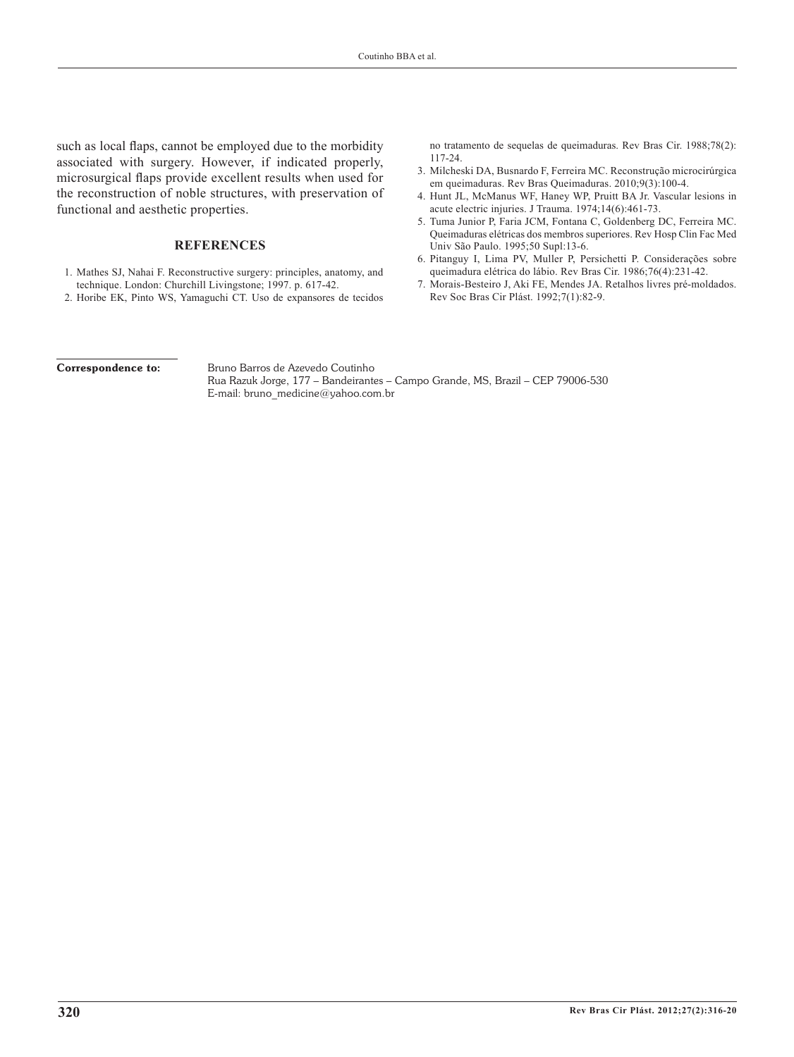such as local flaps, cannot be employed due to the morbidity associated with surgery. However, if indicated properly, microsurgical flaps provide excellent results when used for the reconstruction of noble structures, with preservation of functional and aesthetic properties.

## REFERENCES

1. Mathes SJ, Nahai F. Reconstructive surgery: principles, anatomy, and technique. London: Churchill Livingstone; 1997. p. 617-42.
2. Horibe EK, Pinto WS, Yamaguchi CT. Uso de expansores de tecidos no tratamento de sequelas de queimaduras. Rev Bras Cir. 1988;78(2):117-24.
3. Milcheski DA, Busnardo F, Ferreira MC. Reconstrução microcirúrgica em queimaduras. Rev Bras Queimaduras. 2010;9(3):100-4.
4. Hunt JL, McManus WF, Haney WP, Pruitt BA Jr. Vascular lesions in acute electric injuries. J Trauma. 1974;14(6):461-73.
5. Tuma Junior P, Faria JCM, Fontana C, Goldenberg DC, Ferreira MC. Queimaduras elétricas dos membros superiores. Rev Hosp Clin Fac Med Univ São Paulo. 1995;50 Supl:13-6.
6. Pitanguy I, Lima PV, Muller P, Persichetti P. Considerações sobre queimadura elétrica do lábio. Rev Bras Cir. 1986;76(4):231-42.
7. Morais-Besteiro J, Aki FE, Mendes JA. Retalhos livres pré-moldados. Rev Soc Bras Cir Plást. 1992;7(1):82-9.

**Correspondence to:** Bruno Barros de Azevedo Coutinho
Rua Razuk Jorge, 177 – Bandeirantes – Campo Grande, MS, Brazil – CEP 79006-530
E-mail: bruno_medicine@yahoo.com.br